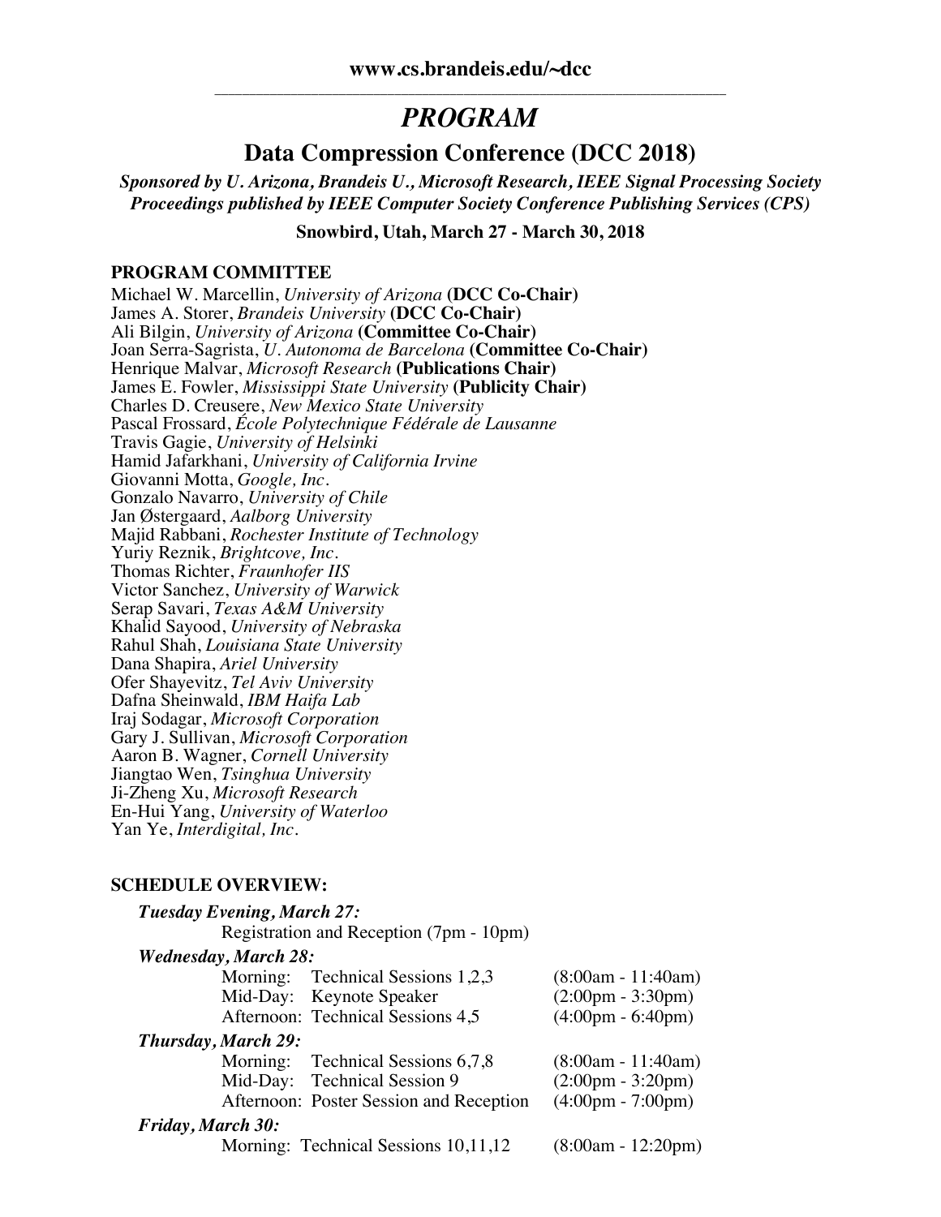**www.cs.brandeis.edu/~dcc**

# *PROGRAM*

## Data Compression Conference (DCC 2018)

***Sponsored by U. Arizona, Brandeis U., Microsoft Research, IEEE Signal Processing Society***
***Proceedings published by IEEE Computer Society Conference Publishing Services (CPS)***

**Snowbird, Utah, March 27 - March 30, 2018**

### PROGRAM COMMITTEE

Michael W. Marcellin, *University of Arizona* **(DCC Co-Chair)**
James A. Storer, *Brandeis University* **(DCC Co-Chair)**
Ali Bilgin, *University of Arizona* **(Committee Co-Chair)**
Joan Serra-Sagrista, *U. Autonoma de Barcelona* **(Committee Co-Chair)**
Henrique Malvar, *Microsoft Research* **(Publications Chair)**
James E. Fowler, *Mississippi State University* **(Publicity Chair)**
Charles D. Creusere, *New Mexico State University*
Pascal Frossard, *École Polytechnique Fédérale de Lausanne*
Travis Gagie, *University of Helsinki*
Hamid Jafarkhani, *University of California Irvine*
Giovanni Motta, *Google, Inc.*
Gonzalo Navarro, *University of Chile*
Jan Østergaard, *Aalborg University*
Majid Rabbani, *Rochester Institute of Technology*
Yuriy Reznik, *Brightcove, Inc.*
Thomas Richter, *Fraunhofer IIS*
Victor Sanchez, *University of Warwick*
Serap Savari, *Texas A&M University*
Khalid Sayood, *University of Nebraska*
Rahul Shah, *Louisiana State University*
Dana Shapira, *Ariel University*
Ofer Shayevitz, *Tel Aviv University*
Dafna Sheinwald, *IBM Haifa Lab*
Iraj Sodagar, *Microsoft Corporation*
Gary J. Sullivan, *Microsoft Corporation*
Aaron B. Wagner, *Cornell University*
Jiangtao Wen, *Tsinghua University*
Ji-Zheng Xu, *Microsoft Research*
En-Hui Yang, *University of Waterloo*
Yan Ye, *Interdigital, Inc.*

### SCHEDULE OVERVIEW:

***Tuesday Evening, March 27:***
Registration and Reception (7pm - 10pm)

***Wednesday, March 28:***

| | | |
|---|---|---|
| Morning: | Technical Sessions 1,2,3 | (8:00am - 11:40am) |
| Mid-Day: | Keynote Speaker | (2:00pm - 3:30pm) |
| Afternoon: | Technical Sessions 4,5 | (4:00pm - 6:40pm) |

***Thursday, March 29:***

| | | |
|---|---|---|
| Morning: | Technical Sessions 6,7,8 | (8:00am - 11:40am) |
| Mid-Day: | Technical Session 9 | (2:00pm - 3:20pm) |
| Afternoon: | Poster Session and Reception | (4:00pm - 7:00pm) |

***Friday, March 30:***

| | | |
|---|---|---|
| Morning: | Technical Sessions 10,11,12 | (8:00am - 12:20pm) |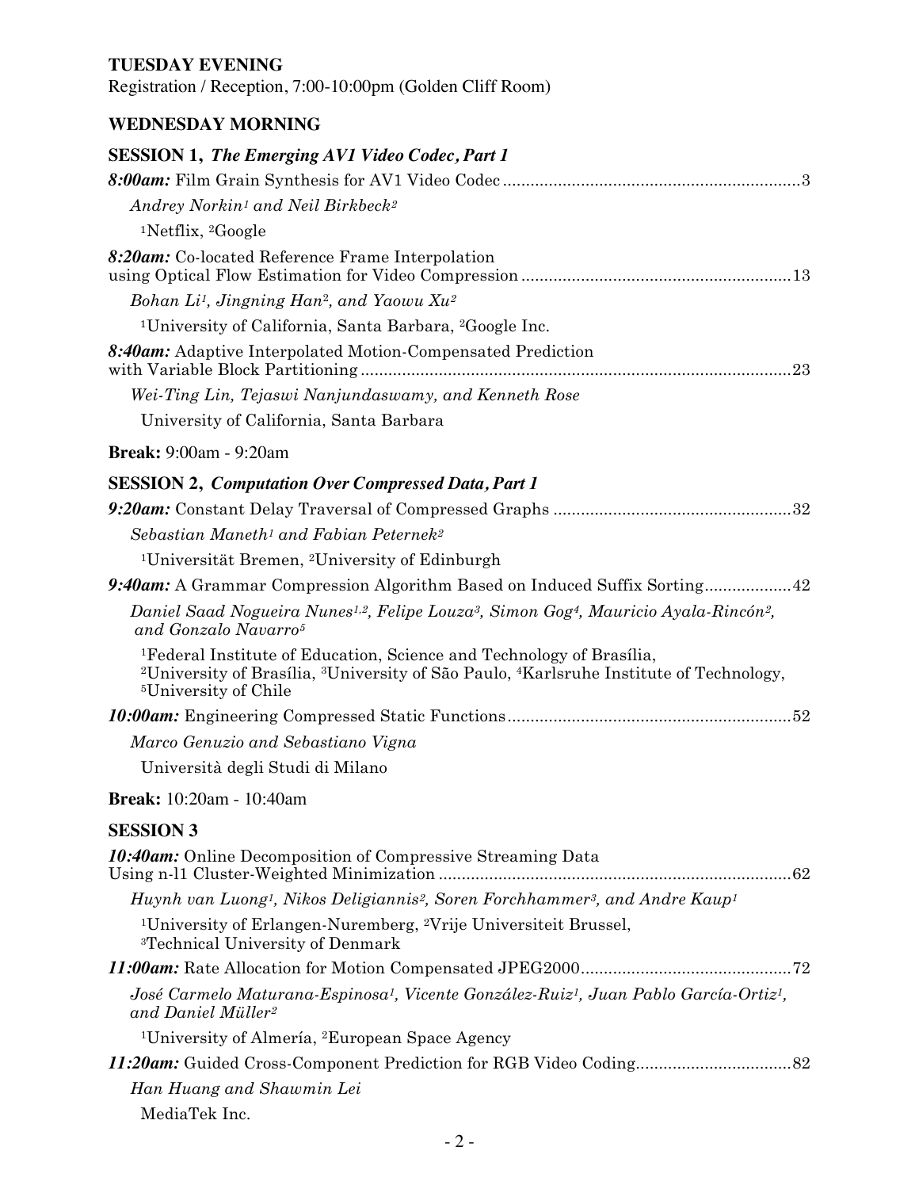## TUESDAY EVENING

Registration / Reception, 7:00-10:00pm (Golden Cliff Room)

## WEDNESDAY MORNING

### SESSION 1, *The Emerging AV1 Video Codec, Part 1*

***8:00am:*** Film Grain Synthesis for AV1 Video Codec ................ 3

*Andrey Norkin[1] and Neil Birkbeck[2]*

[1]Netflix, [2]Google

***8:20am:*** Co-located Reference Frame Interpolation using Optical Flow Estimation for Video Compression ................ 13

*Bohan Li[1], Jingning Han[2], and Yaowu Xu[2]*

[1]University of California, Santa Barbara, [2]Google Inc.

***8:40am:*** Adaptive Interpolated Motion-Compensated Prediction with Variable Block Partitioning ................ 23

*Wei-Ting Lin, Tejaswi Nanjundaswamy, and Kenneth Rose*

University of California, Santa Barbara

**Break:** 9:00am - 9:20am

### SESSION 2, *Computation Over Compressed Data, Part 1*

***9:20am:*** Constant Delay Traversal of Compressed Graphs ................ 32

*Sebastian Maneth[1] and Fabian Peternek[2]*

[1]Universität Bremen, [2]University of Edinburgh

***9:40am:*** A Grammar Compression Algorithm Based on Induced Suffix Sorting ................ 42

*Daniel Saad Nogueira Nunes[1,2], Felipe Louza[3], Simon Gog[4], Mauricio Ayala-Rincón[2], and Gonzalo Navarro[5]*

[1]Federal Institute of Education, Science and Technology of Brasília, [2]University of Brasília, [3]University of São Paulo, [4]Karlsruhe Institute of Technology, [5]University of Chile

***10:00am:*** Engineering Compressed Static Functions ................ 52

*Marco Genuzio and Sebastiano Vigna*

Università degli Studi di Milano

**Break:** 10:20am - 10:40am

### SESSION 3

***10:40am:*** Online Decomposition of Compressive Streaming Data Using n-l1 Cluster-Weighted Minimization ................ 62

*Huynh van Luong[1], Nikos Deligiannis[2], Soren Forchhammer[3], and Andre Kaup[1]*

[1]University of Erlangen-Nuremberg, [2]Vrije Universiteit Brussel, [3]Technical University of Denmark

***11:00am:*** Rate Allocation for Motion Compensated JPEG2000 ................ 72

*José Carmelo Maturana-Espinosa[1], Vicente González-Ruiz[1], Juan Pablo García-Ortiz[1], and Daniel Müller[2]*

[1]University of Almería, [2]European Space Agency

***11:20am:*** Guided Cross-Component Prediction for RGB Video Coding ................ 82

*Han Huang and Shawmin Lei*

MediaTek Inc.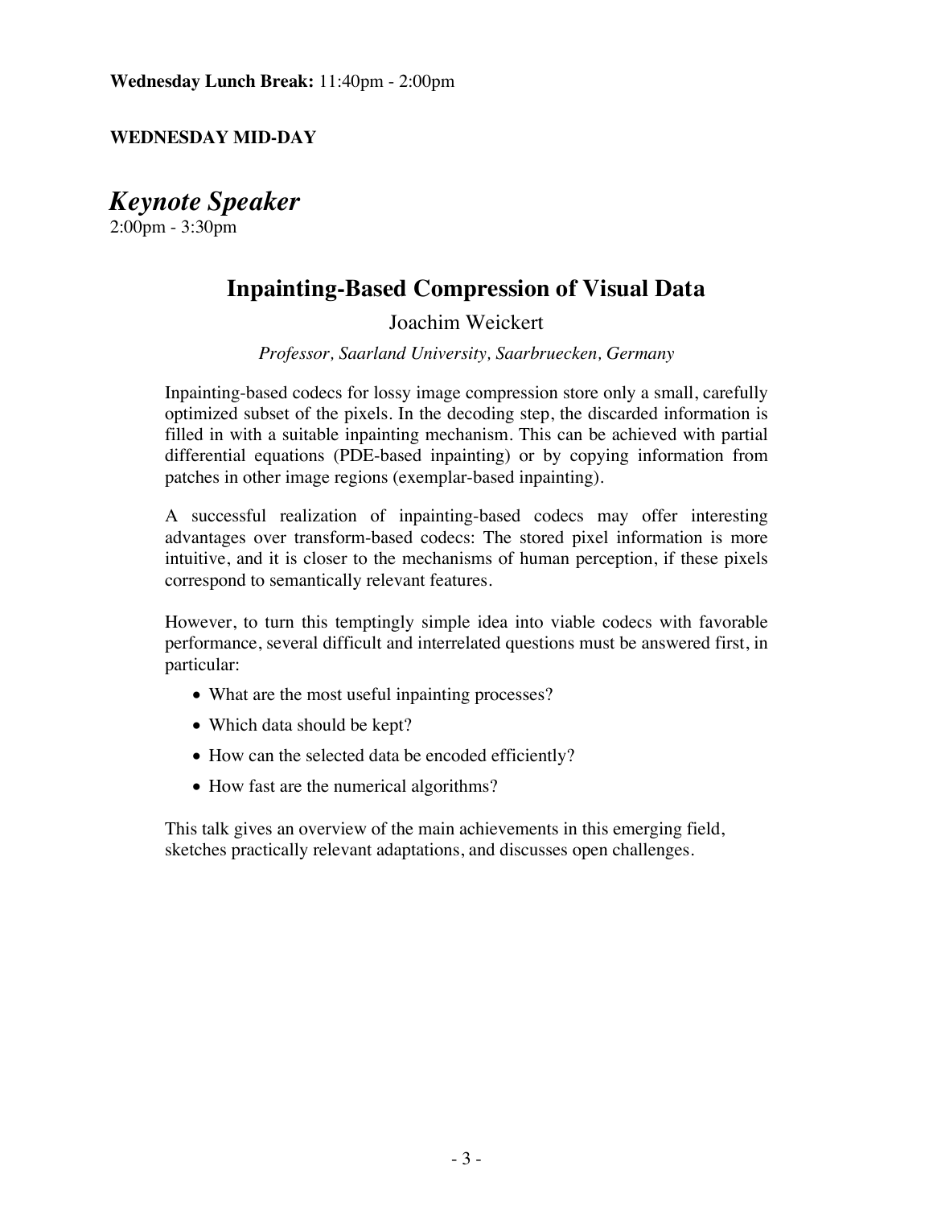**Wednesday Lunch Break:** 11:40pm - 2:00pm

**WEDNESDAY MID-DAY**

## *Keynote Speaker*

2:00pm - 3:30pm

## Inpainting-Based Compression of Visual Data

Joachim Weickert

*Professor, Saarland University, Saarbruecken, Germany*

Inpainting-based codecs for lossy image compression store only a small, carefully optimized subset of the pixels. In the decoding step, the discarded information is filled in with a suitable inpainting mechanism. This can be achieved with partial differential equations (PDE-based inpainting) or by copying information from patches in other image regions (exemplar-based inpainting).

A successful realization of inpainting-based codecs may offer interesting advantages over transform-based codecs: The stored pixel information is more intuitive, and it is closer to the mechanisms of human perception, if these pixels correspond to semantically relevant features.

However, to turn this temptingly simple idea into viable codecs with favorable performance, several difficult and interrelated questions must be answered first, in particular:

- What are the most useful inpainting processes?
- Which data should be kept?
- How can the selected data be encoded efficiently?
- How fast are the numerical algorithms?

This talk gives an overview of the main achievements in this emerging field, sketches practically relevant adaptations, and discusses open challenges.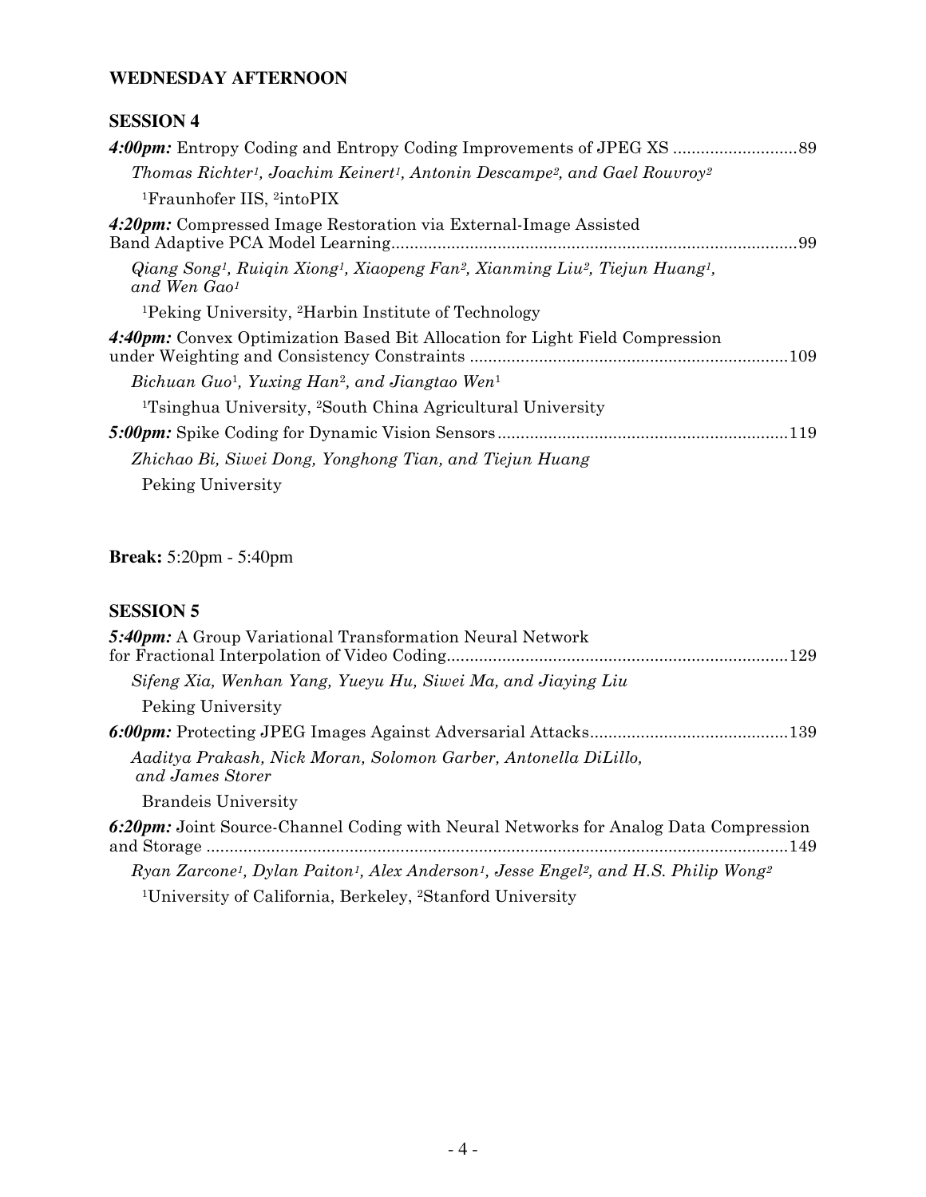**WEDNESDAY AFTERNOON**

**SESSION 4**

***4:00pm:*** Entropy Coding and Entropy Coding Improvements of JPEG XS ...........................89

*Thomas Richter[1], Joachim Keinert[1], Antonin Descampe[2], and Gael Rouvroy[2]*

[1]Fraunhofer IIS, [2]intoPIX

***4:20pm:*** Compressed Image Restoration via External-Image Assisted Band Adaptive PCA Model Learning.......................................................................................99

*Qiang Song[1], Ruiqin Xiong[1], Xiaopeng Fan[2], Xianming Liu[2], Tiejun Huang[1], and Wen Gao[1]*

[1]Peking University, [2]Harbin Institute of Technology

***4:40pm:*** Convex Optimization Based Bit Allocation for Light Field Compression under Weighting and Consistency Constraints ....................................................................109

*Bichuan Guo[1], Yuxing Han[2], and Jiangtao Wen[1]*

[1]Tsinghua University, [2]South China Agricultural University

***5:00pm:*** Spike Coding for Dynamic Vision Sensors..............................................................119

*Zhichao Bi, Siwei Dong, Yonghong Tian, and Tiejun Huang*

Peking University

**Break:** 5:20pm - 5:40pm

**SESSION 5**

***5:40pm:*** A Group Variational Transformation Neural Network for Fractional Interpolation of Video Coding.........................................................................129

*Sifeng Xia, Wenhan Yang, Yueyu Hu, Siwei Ma, and Jiaying Liu*

Peking University

***6:00pm:*** Protecting JPEG Images Against Adversarial Attacks...........................................139

*Aaditya Prakash, Nick Moran, Solomon Garber, Antonella DiLillo, and James Storer*

Brandeis University

***6:20pm:*** Joint Source-Channel Coding with Neural Networks for Analog Data Compression and Storage .............................................................................................................149

*Ryan Zarcone[1], Dylan Paiton[1], Alex Anderson[1], Jesse Engel[2], and H.S. Philip Wong[2]*

[1]University of California, Berkeley, [2]Stanford University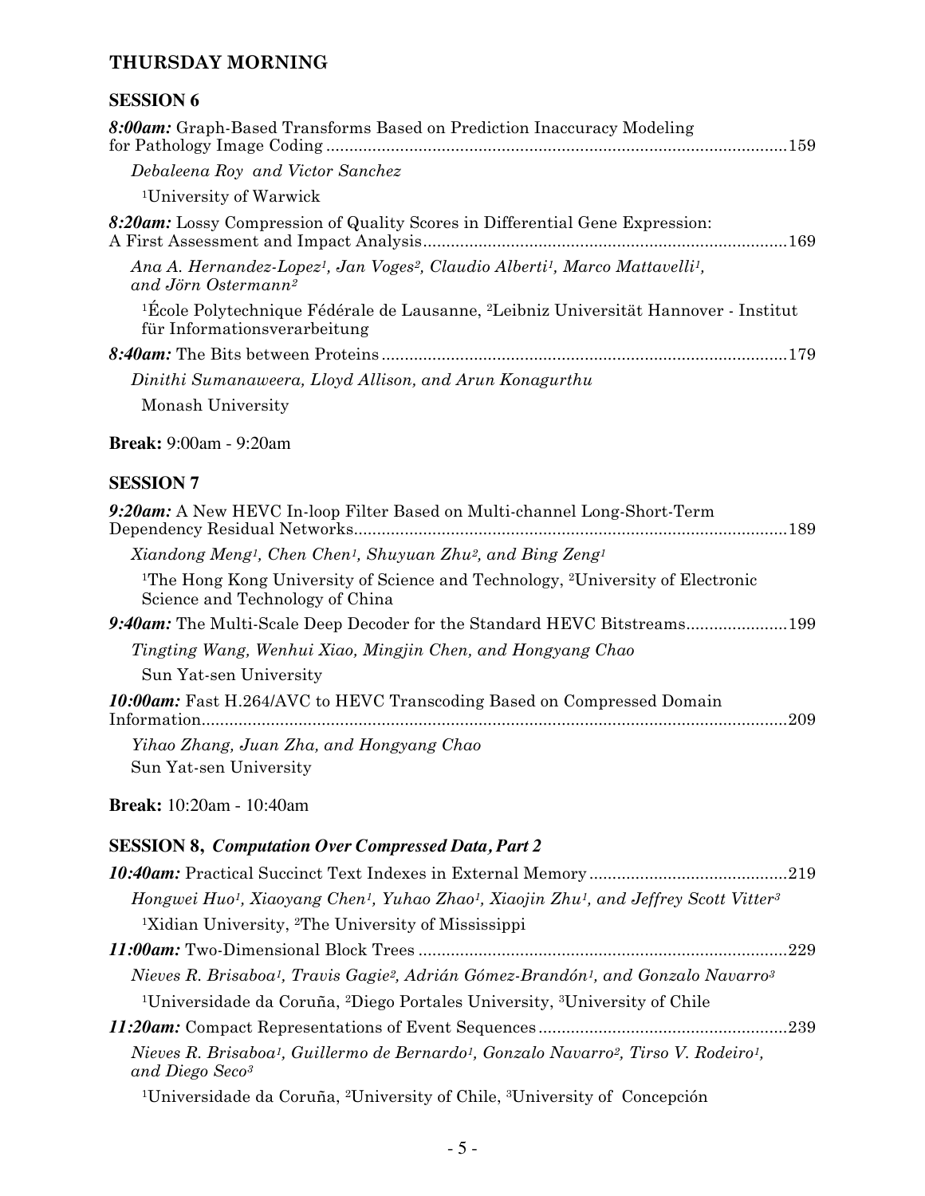## THURSDAY MORNING

### SESSION 6

***8:00am:*** Graph-Based Transforms Based on Prediction Inaccuracy Modeling for Pathology Image Coding ....................159

*Debaleena Roy and Victor Sanchez*

[1]University of Warwick

***8:20am:*** Lossy Compression of Quality Scores in Differential Gene Expression: A First Assessment and Impact Analysis....................169

*Ana A. Hernandez-Lopez[1], Jan Voges[2], Claudio Alberti[1], Marco Mattavelli[1], and Jörn Ostermann[2]*

[1]École Polytechnique Fédérale de Lausanne, [2]Leibniz Universität Hannover - Institut für Informationsverarbeitung

***8:40am:*** The Bits between Proteins....................179

*Dinithi Sumanaweera, Lloyd Allison, and Arun Konagurthu*

Monash University

**Break:** 9:00am - 9:20am

### SESSION 7

***9:20am:*** A New HEVC In-loop Filter Based on Multi-channel Long-Short-Term Dependency Residual Networks....................189

*Xiandong Meng[1], Chen Chen[1], Shuyuan Zhu[2], and Bing Zeng[1]*

[1]The Hong Kong University of Science and Technology, [2]University of Electronic Science and Technology of China

***9:40am:*** The Multi-Scale Deep Decoder for the Standard HEVC Bitstreams....................199

*Tingting Wang, Wenhui Xiao, Mingjin Chen, and Hongyang Chao*

Sun Yat-sen University

***10:00am:*** Fast H.264/AVC to HEVC Transcoding Based on Compressed Domain Information....................209

*Yihao Zhang, Juan Zha, and Hongyang Chao*

Sun Yat-sen University

**Break:** 10:20am - 10:40am

### SESSION 8, *Computation Over Compressed Data, Part 2*

***10:40am:*** Practical Succinct Text Indexes in External Memory....................219

*Hongwei Huo[1], Xiaoyang Chen[1], Yuhao Zhao[1], Xiaojin Zhu[1], and Jeffrey Scott Vitter[3]*

[1]Xidian University, [2]The University of Mississippi

***11:00am:*** Two-Dimensional Block Trees....................229

*Nieves R. Brisaboa[1], Travis Gagie[2], Adrián Gómez-Brandón[1], and Gonzalo Navarro[3]*

[1]Universidade da Coruña, [2]Diego Portales University, [3]University of Chile

***11:20am:*** Compact Representations of Event Sequences....................239

*Nieves R. Brisaboa[1], Guillermo de Bernardo[1], Gonzalo Navarro[2], Tirso V. Rodeiro[1], and Diego Seco[3]*

[1]Universidade da Coruña, [2]University of Chile, [3]University of Concepción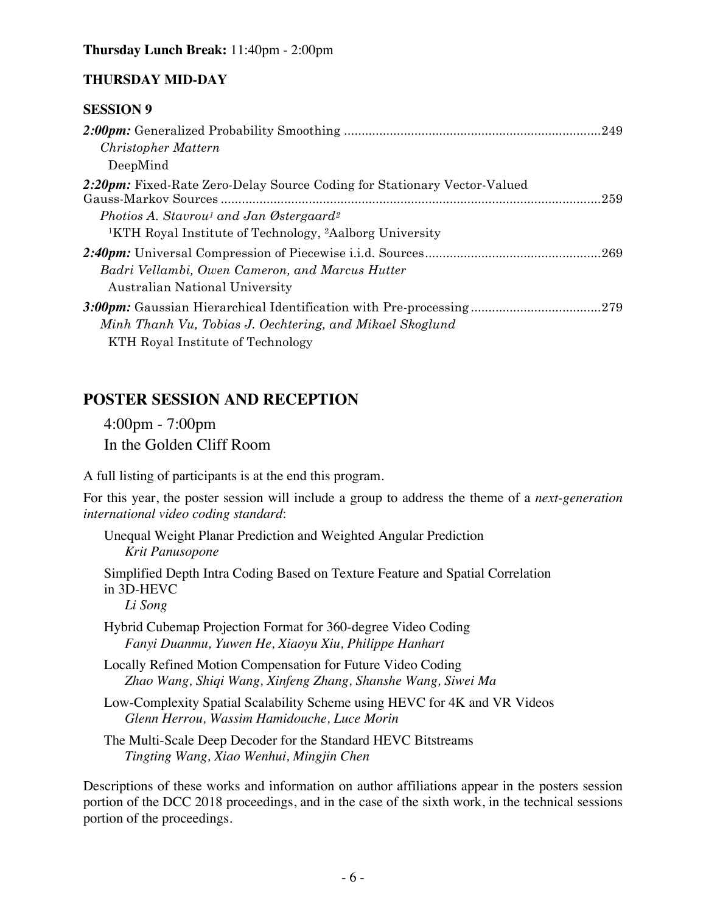**Thursday Lunch Break:** 11:40pm - 2:00pm

### THURSDAY MID-DAY

#### SESSION 9

***2:00pm:*** Generalized Probability Smoothing ........................................................................249
*Christopher Mattern*
DeepMind

***2:20pm:*** Fixed-Rate Zero-Delay Source Coding for Stationary Vector-Valued Gauss-Markov Sources ...........................................................................................................259
*Photios A. Stavrou[1] and Jan Østergaard[2]*
[1]KTH Royal Institute of Technology, [2]Aalborg University

***2:40pm:*** Universal Compression of Piecewise i.i.d. Sources.................................................269
*Badri Vellambi, Owen Cameron, and Marcus Hutter*
Australian National University

***3:00pm:*** Gaussian Hierarchical Identification with Pre-processing....................................279
*Minh Thanh Vu, Tobias J. Oechtering, and Mikael Skoglund*
KTH Royal Institute of Technology

## POSTER SESSION AND RECEPTION

4:00pm - 7:00pm
In the Golden Cliff Room

A full listing of participants is at the end this program.

For this year, the poster session will include a group to address the theme of a *next-generation international video coding standard*:

Unequal Weight Planar Prediction and Weighted Angular Prediction
*Krit Panusopone*

Simplified Depth Intra Coding Based on Texture Feature and Spatial Correlation in 3D-HEVC
*Li Song*

Hybrid Cubemap Projection Format for 360-degree Video Coding
*Fanyi Duanmu, Yuwen He, Xiaoyu Xiu, Philippe Hanhart*

Locally Refined Motion Compensation for Future Video Coding
*Zhao Wang, Shiqi Wang, Xinfeng Zhang, Shanshe Wang, Siwei Ma*

Low-Complexity Spatial Scalability Scheme using HEVC for 4K and VR Videos
*Glenn Herrou, Wassim Hamidouche, Luce Morin*

The Multi-Scale Deep Decoder for the Standard HEVC Bitstreams
*Tingting Wang, Xiao Wenhui, Mingjin Chen*

Descriptions of these works and information on author affiliations appear in the posters session portion of the DCC 2018 proceedings, and in the case of the sixth work, in the technical sessions portion of the proceedings.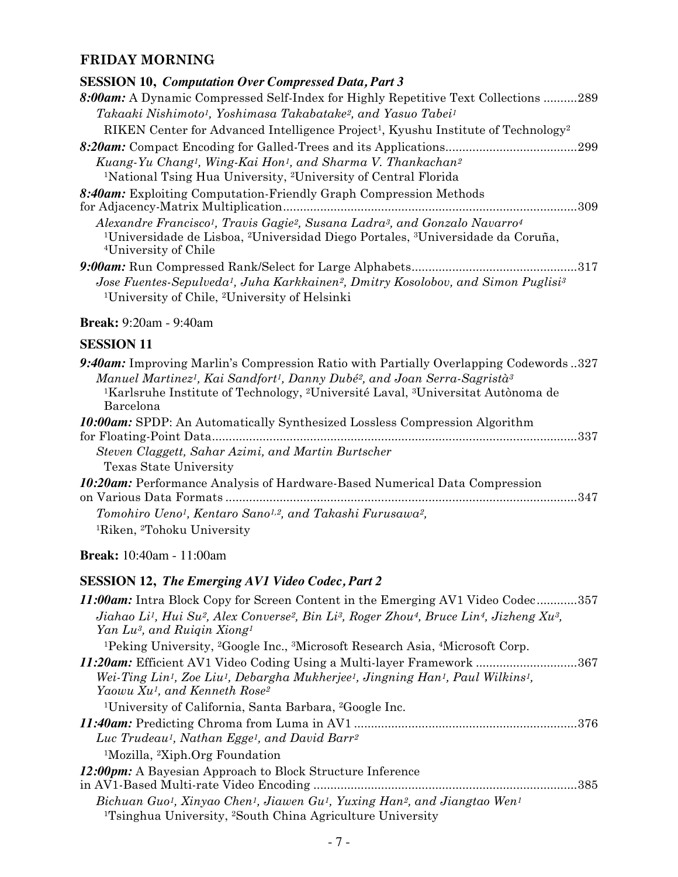## FRIDAY MORNING

### SESSION 10, *Computation Over Compressed Data, Part 3*

***8:00am:*** A Dynamic Compressed Self-Index for Highly Repetitive Text Collections ..........289
*Takaaki Nishimoto[1], Yoshimasa Takabatake[2], and Yasuo Tabei[1]*
RIKEN Center for Advanced Intelligence Project[1], Kyushu Institute of Technology[2]

***8:20am:*** Compact Encoding for Galled-Trees and its Applications.......................................299
*Kuang-Yu Chang[1], Wing-Kai Hon[1], and Sharma V. Thankachan[2]*
[1]National Tsing Hua University, [2]University of Central Florida

***8:40am:*** Exploiting Computation-Friendly Graph Compression Methods for Adjacency-Matrix Multiplication.......................................................................................309
*Alexandre Francisco[1], Travis Gagie[2], Susana Ladra[3], and Gonzalo Navarro[4]*
[1]Universidade de Lisboa, [2]Universidad Diego Portales, [3]Universidade da Coruña, [4]University of Chile

***9:00am:*** Run Compressed Rank/Select for Large Alphabets.................................................317
*Jose Fuentes-Sepulveda[1], Juha Karkkainen[2], Dmitry Kosolobov, and Simon Puglisi[3]*
[1]University of Chile, [2]University of Helsinki

**Break:** 9:20am - 9:40am

### SESSION 11

***9:40am:*** Improving Marlin's Compression Ratio with Partially Overlapping Codewords ..327
*Manuel Martinez[1], Kai Sandfort[1], Danny Dubé[2], and Joan Serra-Sagristà[3]*
[1]Karlsruhe Institute of Technology, [2]Université Laval, [3]Universitat Autònoma de Barcelona

***10:00am:*** SPDP: An Automatically Synthesized Lossless Compression Algorithm for Floating-Point Data.............................................................................................................337
*Steven Claggett, Sahar Azimi, and Martin Burtscher*
Texas State University

***10:20am:*** Performance Analysis of Hardware-Based Numerical Data Compression on Various Data Formats ........................................................................................................347
*Tomohiro Ueno[1], Kentaro Sano[1,2], and Takashi Furusawa[2],*
[1]Riken, [2]Tohoku University

**Break:** 10:40am - 11:00am

### SESSION 12, *The Emerging AV1 Video Codec, Part 2*

***11:00am:*** Intra Block Copy for Screen Content in the Emerging AV1 Video Codec............357
*Jiahao Li[1], Hui Su[2], Alex Converse[2], Bin Li[3], Roger Zhou[4], Bruce Lin[4], Jizheng Xu[3], Yan Lu[3], and Ruiqin Xiong[1]*
[1]Peking University, [2]Google Inc., [3]Microsoft Research Asia, [4]Microsoft Corp.

***11:20am:*** Efficient AV1 Video Coding Using a Multi-layer Framework .............................367
*Wei-Ting Lin[1], Zoe Liu[1], Debargha Mukherjee[1], Jingning Han[1], Paul Wilkins[1], Yaowu Xu[1], and Kenneth Rose[2]*
[1]University of California, Santa Barbara, [2]Google Inc.

***11:40am:*** Predicting Chroma from Luma in AV1 .................................................................376
*Luc Trudeau[1], Nathan Egge[1], and David Barr[2]*
[1]Mozilla, [2]Xiph.Org Foundation

***12:00pm:*** A Bayesian Approach to Block Structure Inference in AV1-Based Multi-rate Video Encoding .............................................................................385
*Bichuan Guo[1], Xinyao Chen[1], Jiawen Gu[1], Yuxing Han[2], and Jiangtao Wen[1]*
[1]Tsinghua University, [2]South China Agriculture University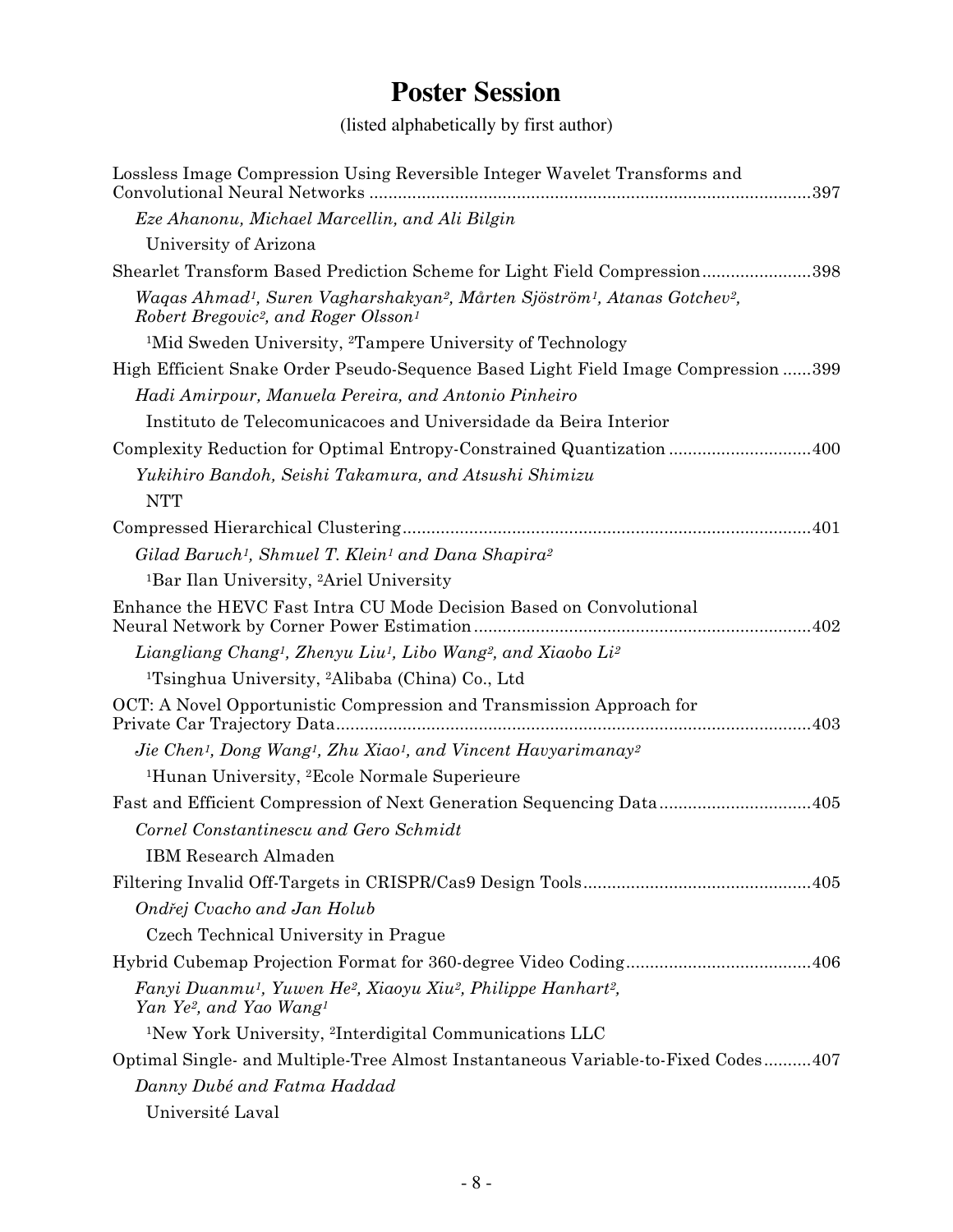# Poster Session

(listed alphabetically by first author)

Lossless Image Compression Using Reversible Integer Wavelet Transforms and Convolutional Neural Networks ............................................................................................397

*Eze Ahanonu, Michael Marcellin, and Ali Bilgin*

University of Arizona

Shearlet Transform Based Prediction Scheme for Light Field Compression.......................398

*Waqas Ahmad[1], Suren Vagharshakyan[2], Mårten Sjöström[1], Atanas Gotchev[2], Robert Bregovic[2], and Roger Olsson[1]*

[1]Mid Sweden University, [2]Tampere University of Technology

High Efficient Snake Order Pseudo-Sequence Based Light Field Image Compression ......399

*Hadi Amirpour, Manuela Pereira, and Antonio Pinheiro*

Instituto de Telecomunicacoes and Universidade da Beira Interior

Complexity Reduction for Optimal Entropy-Constrained Quantization .............................400

*Yukihiro Bandoh, Seishi Takamura, and Atsushi Shimizu*

NTT

Compressed Hierarchical Clustering......................................................................................401

*Gilad Baruch[1], Shmuel T. Klein[1] and Dana Shapira[2]*

[1]Bar Ilan University, [2]Ariel University

Enhance the HEVC Fast Intra CU Mode Decision Based on Convolutional Neural Network by Corner Power Estimation......................................................................402

*Liangliang Chang[1], Zhenyu Liu[1], Libo Wang[2], and Xiaobo Li[2]*

[1]Tsinghua University, [2]Alibaba (China) Co., Ltd

OCT: A Novel Opportunistic Compression and Transmission Approach for Private Car Trajectory Data...................................................................................................403

*Jie Chen[1], Dong Wang[1], Zhu Xiao[1], and Vincent Havyarimanay[2]*

[1]Hunan University, [2]Ecole Normale Superieure

Fast and Efficient Compression of Next Generation Sequencing Data................................405

*Cornel Constantinescu and Gero Schmidt*

IBM Research Almaden

Filtering Invalid Off-Targets in CRISPR/Cas9 Design Tools................................................405

*Ondřej Cvacho and Jan Holub*

Czech Technical University in Prague

Hybrid Cubemap Projection Format for 360-degree Video Coding.......................................406

*Fanyi Duanmu[1], Yuwen He[2], Xiaoyu Xiu[2], Philippe Hanhart[2], Yan Ye[2], and Yao Wang[1]*

[1]New York University, [2]Interdigital Communications LLC

Optimal Single- and Multiple-Tree Almost Instantaneous Variable-to-Fixed Codes..........407

*Danny Dubé and Fatma Haddad*

Université Laval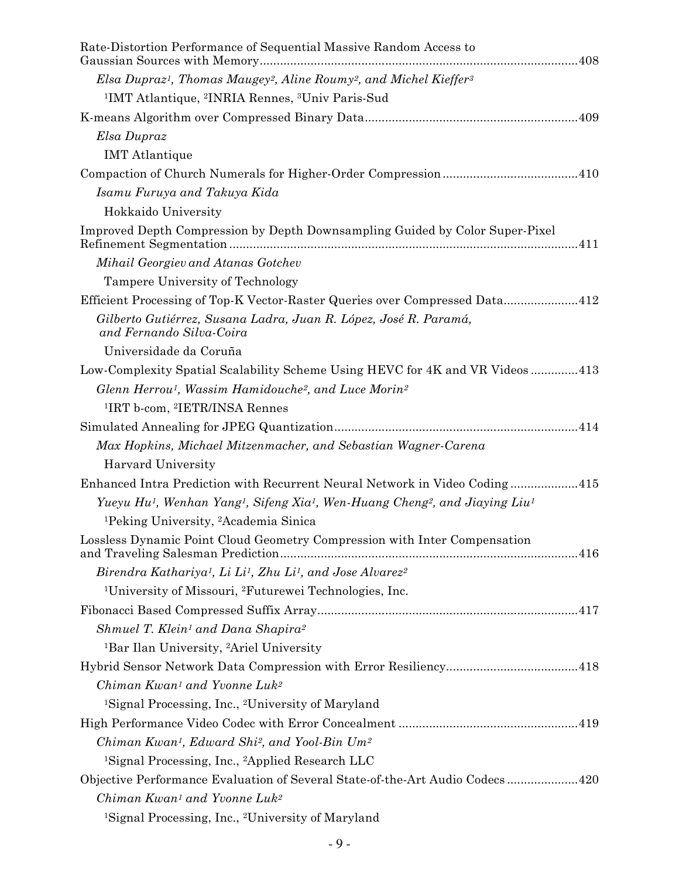Rate-Distortion Performance of Sequential Massive Random Access to Gaussian Sources with Memory ........................................................................................408

*Elsa Dupraz[1], Thomas Maugey[2], Aline Roumy[2], and Michel Kieffer[3]*

[1]IMT Atlantique, [2]INRIA Rennes, [3]Univ Paris-Sud

K-means Algorithm over Compressed Binary Data ........................................................................409

*Elsa Dupraz*

IMT Atlantique

Compaction of Church Numerals for Higher-Order Compression ...........................................410

*Isamu Furuya and Takuya Kida*

Hokkaido University

Improved Depth Compression by Depth Downsampling Guided by Color Super-Pixel Refinement Segmentation ........................................................................................................411

*Mihail Georgiev and Atanas Gotchev*

Tampere University of Technology

Efficient Processing of Top-K Vector-Raster Queries over Compressed Data.......................412

*Gilberto Gutiérrez, Susana Ladra, Juan R. López, José R. Paramá, and Fernando Silva-Coira*

Universidade da Coruña

Low-Complexity Spatial Scalability Scheme Using HEVC for 4K and VR Videos ..............413

*Glenn Herrou[1], Wassim Hamidouche[2], and Luce Morin[2]*

[1]IRT b-com, [2]IETR/INSA Rennes

Simulated Annealing for JPEG Quantization.....................................................................414

*Max Hopkins, Michael Mitzenmacher, and Sebastian Wagner-Carena*

Harvard University

Enhanced Intra Prediction with Recurrent Neural Network in Video Coding ....................415

*Yueyu Hu[1], Wenhan Yang[1], Sifeng Xia[1], Wen-Huang Cheng[2], and Jiaying Liu[1]*

[1]Peking University, [2]Academia Sinica

Lossless Dynamic Point Cloud Geometry Compression with Inter Compensation and Traveling Salesman Prediction.........................................................................................416

*Birendra Kathariya[1], Li Li[1], Zhu Li[1], and Jose Alvarez[2]*

[1]University of Missouri, [2]Futurewei Technologies, Inc.

Fibonacci Based Compressed Suffix Array............................................................................417

*Shmuel T. Klein[1] and Dana Shapira[2]*

[1]Bar Ilan University, [2]Ariel University

Hybrid Sensor Network Data Compression with Error Resiliency.......................................418

*Chiman Kwan[1] and Yvonne Luk[2]*

[1]Signal Processing, Inc., [2]University of Maryland

High Performance Video Codec with Error Concealment ......................................................419

*Chiman Kwan[1], Edward Shi[2], and Yool-Bin Um[2]*

[1]Signal Processing, Inc., [2]Applied Research LLC

Objective Performance Evaluation of Several State-of-the-Art Audio Codecs .....................420

*Chiman Kwan[1] and Yvonne Luk[2]*

[1]Signal Processing, Inc., [2]University of Maryland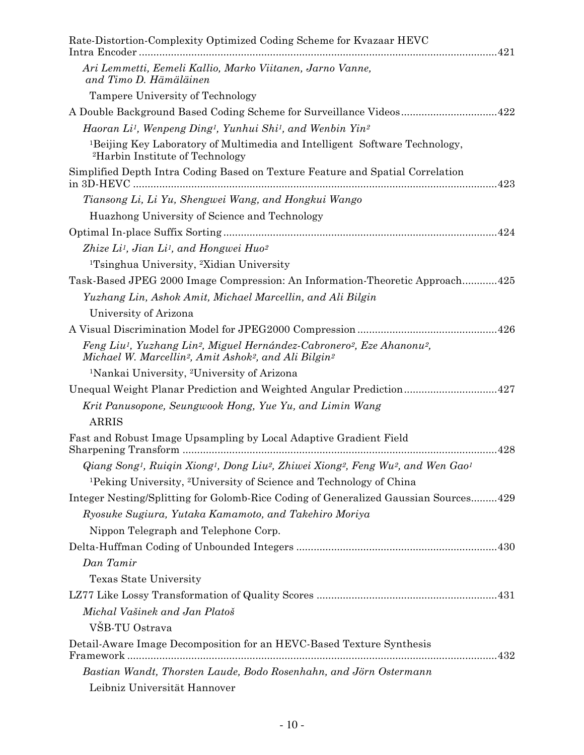Rate-Distortion-Complexity Optimized Coding Scheme for Kvazaar HEVC Intra Encoder ....................................................................421

*Ari Lemmetti, Eemeli Kallio, Marko Viitanen, Jarno Vanne, and Timo D. Hämäläinen*

Tampere University of Technology

A Double Background Based Coding Scheme for Surveillance Videos....................................422

*Haoran Li[1], Wenpeng Ding[1], Yunhui Shi[1], and Wenbin Yin[2]*

[1]Beijing Key Laboratory of Multimedia and Intelligent Software Technology, [2]Harbin Institute of Technology

Simplified Depth Intra Coding Based on Texture Feature and Spatial Correlation in 3D-HEVC ....................................................................423

*Tiansong Li, Li Yu, Shengwei Wang, and Hongkui Wango*

Huazhong University of Science and Technology

Optimal In-place Suffix Sorting ....................................................................424

*Zhize Li[1], Jian Li[1], and Hongwei Huo[2]*

[1]Tsinghua University, [2]Xidian University

Task-Based JPEG 2000 Image Compression: An Information-Theoretic Approach............425

*Yuzhang Lin, Ashok Amit, Michael Marcellin, and Ali Bilgin*

University of Arizona

A Visual Discrimination Model for JPEG2000 Compression ....................................426

*Feng Liu[1], Yuzhang Lin[2], Miguel Hernández-Cabronero[2], Eze Ahanonu[2], Michael W. Marcellin[2], Amit Ashok[2], and Ali Bilgin[2]*

[1]Nankai University, [2]University of Arizona

Unequal Weight Planar Prediction and Weighted Angular Prediction................................427

*Krit Panusopone, Seungwook Hong, Yue Yu, and Limin Wang*

ARRIS

Fast and Robust Image Upsampling by Local Adaptive Gradient Field Sharpening Transform ....................................................................428

*Qiang Song[1], Ruiqin Xiong[1], Dong Liu[2], Zhiwei Xiong[2], Feng Wu[2], and Wen Gao[1]*

[1]Peking University, [2]University of Science and Technology of China

Integer Nesting/Splitting for Golomb-Rice Coding of Generalized Gaussian Sources.........429

*Ryosuke Sugiura, Yutaka Kamamoto, and Takehiro Moriya*

Nippon Telegraph and Telephone Corp.

Delta-Huffman Coding of Unbounded Integers ....................................................................430

*Dan Tamir*

Texas State University

LZ77 Like Lossy Transformation of Quality Scores ....................................................................431

*Michal Vašinek and Jan Platoš*

VŠB-TU Ostrava

Detail-Aware Image Decomposition for an HEVC-Based Texture Synthesis Framework ....................................................................432

*Bastian Wandt, Thorsten Laude, Bodo Rosenhahn, and Jörn Ostermann*

Leibniz Universität Hannover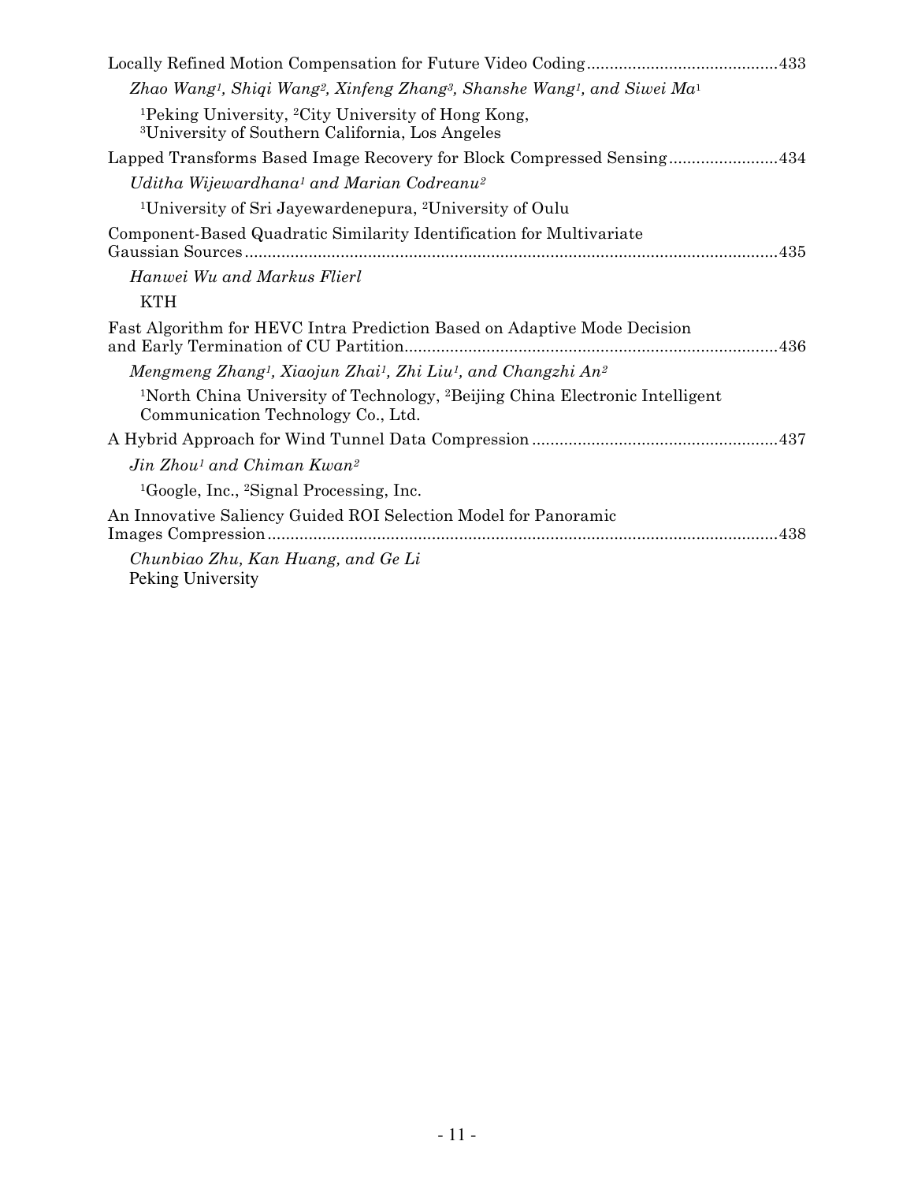Locally Refined Motion Compensation for Future Video Coding ......................................... 433

*Zhao Wang[1], Shiqi Wang[2], Xinfeng Zhang[3], Shanshe Wang[1], and Siwei Ma[1]*

[1]Peking University, [2]City University of Hong Kong, [3]University of Southern California, Los Angeles

Lapped Transforms Based Image Recovery for Block Compressed Sensing ........................ 434

*Uditha Wijewardhana[1] and Marian Codreanu[2]*

[1]University of Sri Jayewardenepura, [2]University of Oulu

Component-Based Quadratic Similarity Identification for Multivariate Gaussian Sources ................................................................................................................ 435

*Hanwei Wu and Markus Flierl*

KTH

Fast Algorithm for HEVC Intra Prediction Based on Adaptive Mode Decision and Early Termination of CU Partition ................................................................................ 436

*Mengmeng Zhang[1], Xiaojun Zhai[1], Zhi Liu[1], and Changzhi An[2]*

[1]North China University of Technology, [2]Beijing China Electronic Intelligent Communication Technology Co., Ltd.

A Hybrid Approach for Wind Tunnel Data Compression ..................................................... 437

*Jin Zhou[1] and Chiman Kwan[2]*

[1]Google, Inc., [2]Signal Processing, Inc.

An Innovative Saliency Guided ROI Selection Model for Panoramic Images Compression ............................................................................................................... 438

*Chunbiao Zhu, Kan Huang, and Ge Li*

Peking University